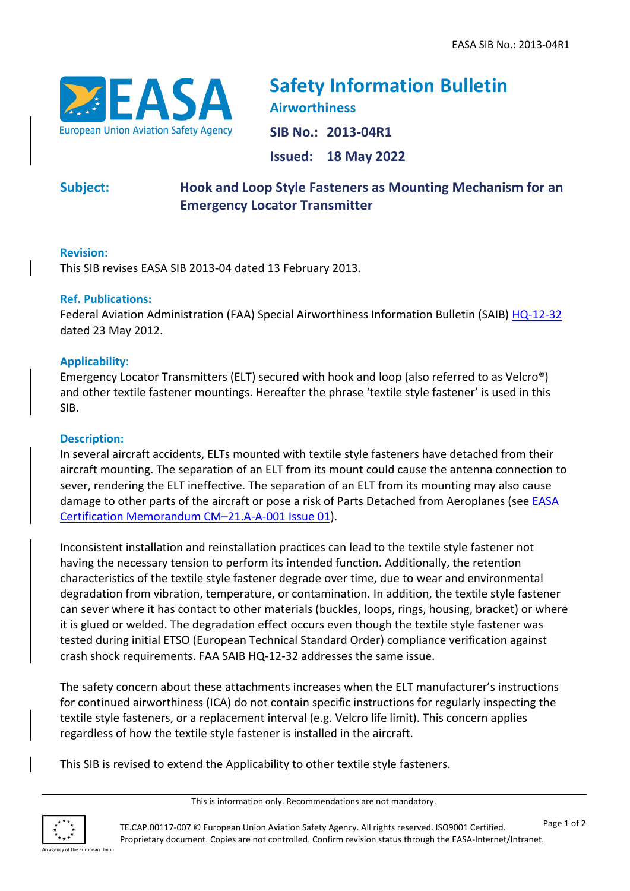# Safety Information Bulletin

## Airworthiness

**SIB No.: 2013-04R1**

**Issued: 18 May 2022**

**Subject:** **Hook and Loop Style Fasteners as Mounting Mechanism for an Emergency Locator Transmitter**

### Revision:

This SIB revises EASA SIB 2013-04 dated 13 February 2013.

### Ref. Publications:

Federal Aviation Administration (FAA) Special Airworthiness Information Bulletin (SAIB) HQ-12-32 dated 23 May 2012.

### Applicability:

Emergency Locator Transmitters (ELT) secured with hook and loop (also referred to as Velcro®) and other textile fastener mountings. Hereafter the phrase 'textile style fastener' is used in this SIB.

### Description:

In several aircraft accidents, ELTs mounted with textile style fasteners have detached from their aircraft mounting. The separation of an ELT from its mount could cause the antenna connection to sever, rendering the ELT ineffective. The separation of an ELT from its mounting may also cause damage to other parts of the aircraft or pose a risk of Parts Detached from Aeroplanes (see EASA Certification Memorandum CM–21.A-A-001 Issue 01).

Inconsistent installation and reinstallation practices can lead to the textile style fastener not having the necessary tension to perform its intended function. Additionally, the retention characteristics of the textile style fastener degrade over time, due to wear and environmental degradation from vibration, temperature, or contamination. In addition, the textile style fastener can sever where it has contact to other materials (buckles, loops, rings, housing, bracket) or where it is glued or welded. The degradation effect occurs even though the textile style fastener was tested during initial ETSO (European Technical Standard Order) compliance verification against crash shock requirements. FAA SAIB HQ-12-32 addresses the same issue.

The safety concern about these attachments increases when the ELT manufacturer's instructions for continued airworthiness (ICA) do not contain specific instructions for regularly inspecting the textile style fasteners, or a replacement interval (e.g. Velcro life limit). This concern applies regardless of how the textile style fastener is installed in the aircraft.

This SIB is revised to extend the Applicability to other textile style fasteners.

This is information only. Recommendations are not mandatory.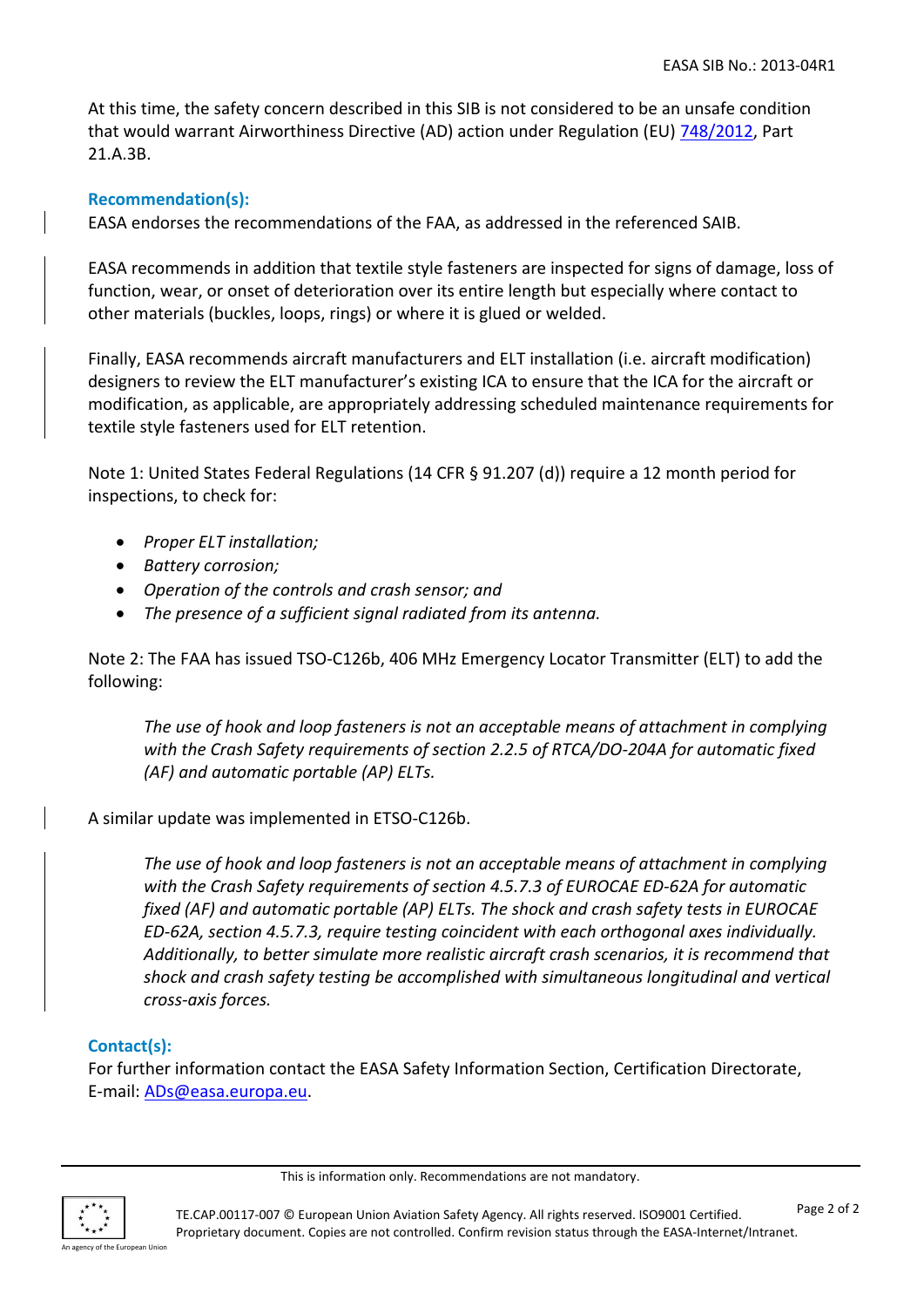At this time, the safety concern described in this SIB is not considered to be an unsafe condition that would warrant Airworthiness Directive (AD) action under Regulation (EU) 748/2012, Part 21.A.3B.

### Recommendation(s):

EASA endorses the recommendations of the FAA, as addressed in the referenced SAIB.

EASA recommends in addition that textile style fasteners are inspected for signs of damage, loss of function, wear, or onset of deterioration over its entire length but especially where contact to other materials (buckles, loops, rings) or where it is glued or welded.

Finally, EASA recommends aircraft manufacturers and ELT installation (i.e. aircraft modification) designers to review the ELT manufacturer's existing ICA to ensure that the ICA for the aircraft or modification, as applicable, are appropriately addressing scheduled maintenance requirements for textile style fasteners used for ELT retention.

Note 1: United States Federal Regulations (14 CFR § 91.207 (d)) require a 12 month period for inspections, to check for:

- *Proper ELT installation;*
- *Battery corrosion;*
- *Operation of the controls and crash sensor; and*
- *The presence of a sufficient signal radiated from its antenna.*

Note 2: The FAA has issued TSO-C126b, 406 MHz Emergency Locator Transmitter (ELT) to add the following:

> *The use of hook and loop fasteners is not an acceptable means of attachment in complying with the Crash Safety requirements of section 2.2.5 of RTCA/DO-204A for automatic fixed (AF) and automatic portable (AP) ELTs.*

A similar update was implemented in ETSO-C126b.

> *The use of hook and loop fasteners is not an acceptable means of attachment in complying with the Crash Safety requirements of section 4.5.7.3 of EUROCAE ED-62A for automatic fixed (AF) and automatic portable (AP) ELTs. The shock and crash safety tests in EUROCAE ED-62A, section 4.5.7.3, require testing coincident with each orthogonal axes individually. Additionally, to better simulate more realistic aircraft crash scenarios, it is recommend that shock and crash safety testing be accomplished with simultaneous longitudinal and vertical cross-axis forces.*

### Contact(s):

For further information contact the EASA Safety Information Section, Certification Directorate, E-mail: ADs@easa.europa.eu.

This is information only. Recommendations are not mandatory.